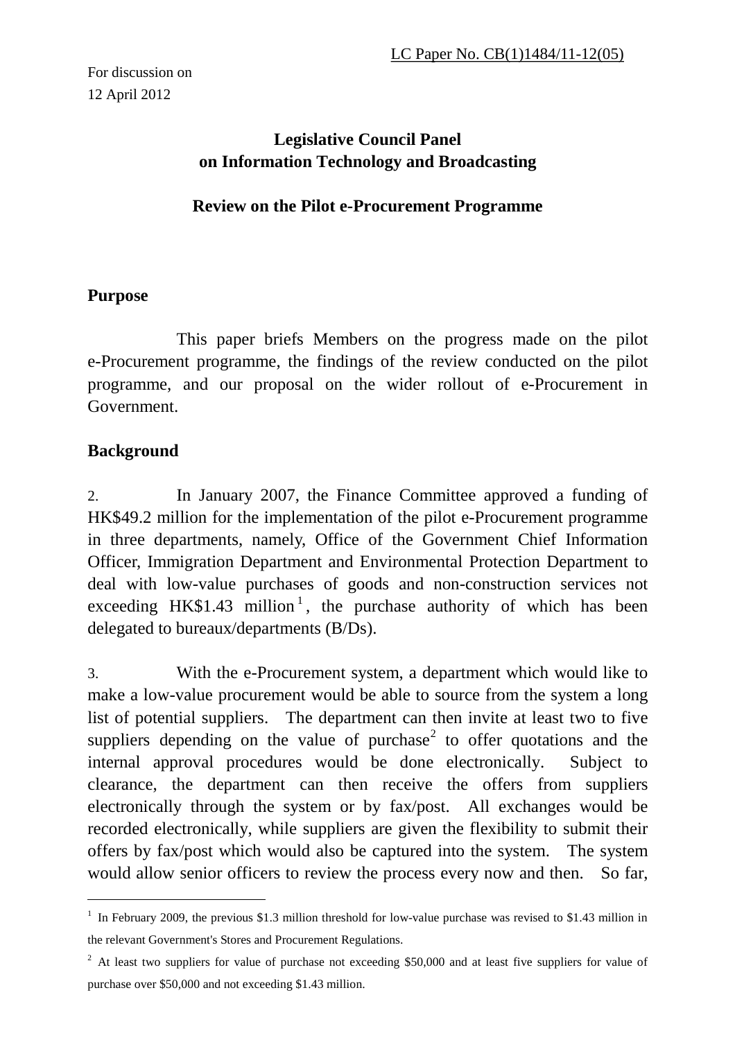LC Paper No. CB(1)1484/11-12(05)

For discussion on
12 April 2012

**Legislative Council Panel**
**on Information Technology and Broadcasting**

**Review on the Pilot e-Procurement Programme**

## Purpose

This paper briefs Members on the progress made on the pilot e-Procurement programme, the findings of the review conducted on the pilot programme, and our proposal on the wider rollout of e-Procurement in Government.

## Background

2. In January 2007, the Finance Committee approved a funding of HK$49.2 million for the implementation of the pilot e-Procurement programme in three departments, namely, Office of the Government Chief Information Officer, Immigration Department and Environmental Protection Department to deal with low-value purchases of goods and non-construction services not exceeding HK$1.43 million[1], the purchase authority of which has been delegated to bureaux/departments (B/Ds).

3. With the e-Procurement system, a department which would like to make a low-value procurement would be able to source from the system a long list of potential suppliers. The department can then invite at least two to five suppliers depending on the value of purchase[2] to offer quotations and the internal approval procedures would be done electronically. Subject to clearance, the department can then receive the offers from suppliers electronically through the system or by fax/post. All exchanges would be recorded electronically, while suppliers are given the flexibility to submit their offers by fax/post which would also be captured into the system. The system would allow senior officers to review the process every now and then. So far,

---

[1] In February 2009, the previous $1.3 million threshold for low-value purchase was revised to $1.43 million in the relevant Government's Stores and Procurement Regulations.

[2] At least two suppliers for value of purchase not exceeding $50,000 and at least five suppliers for value of purchase over $50,000 and not exceeding $1.43 million.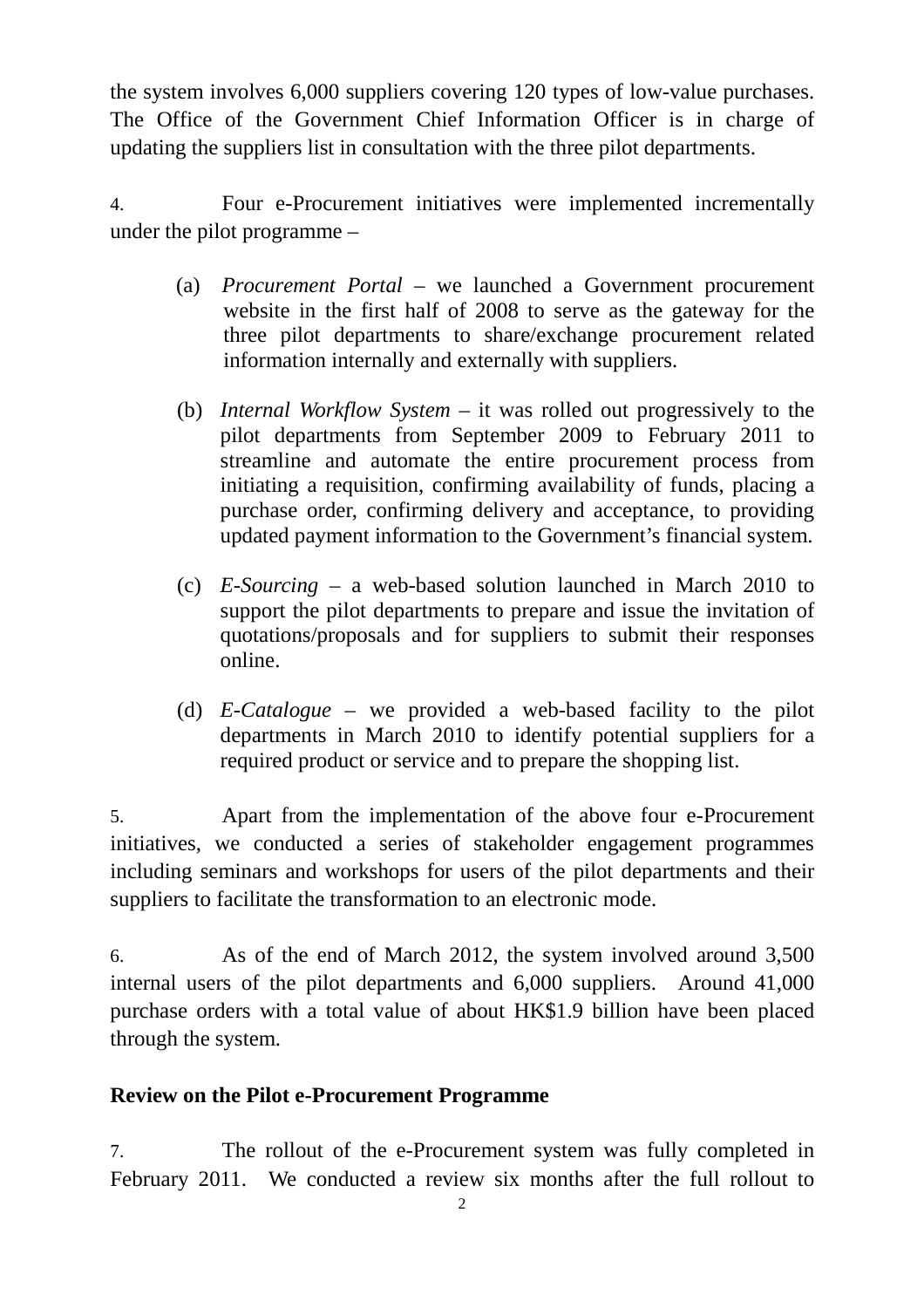the system involves 6,000 suppliers covering 120 types of low-value purchases. The Office of the Government Chief Information Officer is in charge of updating the suppliers list in consultation with the three pilot departments.

4. Four e-Procurement initiatives were implemented incrementally under the pilot programme –

(a) *Procurement Portal* – we launched a Government procurement website in the first half of 2008 to serve as the gateway for the three pilot departments to share/exchange procurement related information internally and externally with suppliers.

(b) *Internal Workflow System* – it was rolled out progressively to the pilot departments from September 2009 to February 2011 to streamline and automate the entire procurement process from initiating a requisition, confirming availability of funds, placing a purchase order, confirming delivery and acceptance, to providing updated payment information to the Government's financial system.

(c) *E-Sourcing* – a web-based solution launched in March 2010 to support the pilot departments to prepare and issue the invitation of quotations/proposals and for suppliers to submit their responses online.

(d) *E-Catalogue* – we provided a web-based facility to the pilot departments in March 2010 to identify potential suppliers for a required product or service and to prepare the shopping list.

5. Apart from the implementation of the above four e-Procurement initiatives, we conducted a series of stakeholder engagement programmes including seminars and workshops for users of the pilot departments and their suppliers to facilitate the transformation to an electronic mode.

6. As of the end of March 2012, the system involved around 3,500 internal users of the pilot departments and 6,000 suppliers. Around 41,000 purchase orders with a total value of about HK$1.9 billion have been placed through the system.

**Review on the Pilot e-Procurement Programme**

7. The rollout of the e-Procurement system was fully completed in February 2011. We conducted a review six months after the full rollout to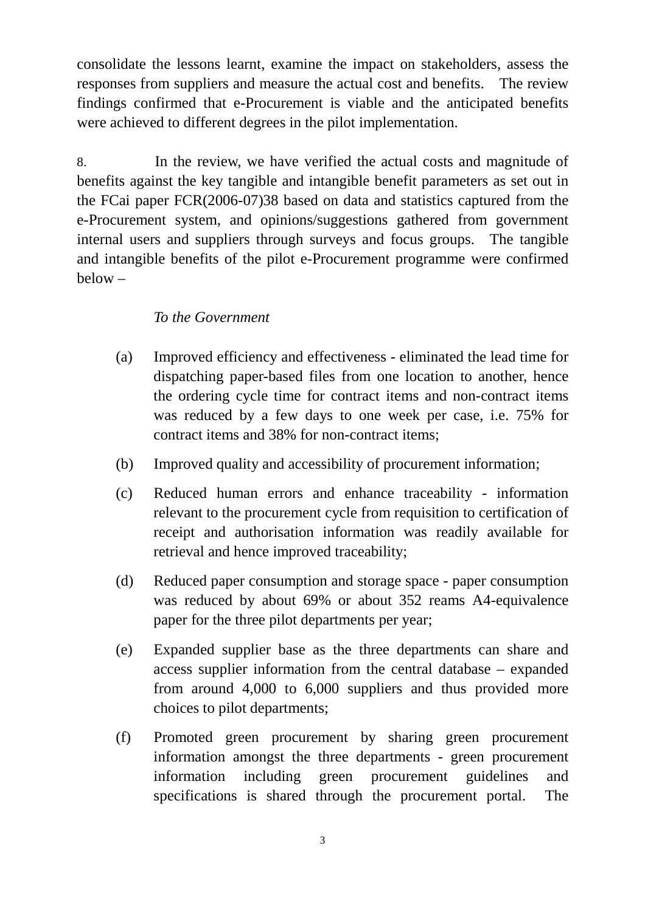consolidate the lessons learnt, examine the impact on stakeholders, assess the responses from suppliers and measure the actual cost and benefits. The review findings confirmed that e-Procurement is viable and the anticipated benefits were achieved to different degrees in the pilot implementation.

8. In the review, we have verified the actual costs and magnitude of benefits against the key tangible and intangible benefit parameters as set out in the FCai paper FCR(2006-07)38 based on data and statistics captured from the e-Procurement system, and opinions/suggestions gathered from government internal users and suppliers through surveys and focus groups. The tangible and intangible benefits of the pilot e-Procurement programme were confirmed below –

*To the Government*

(a) Improved efficiency and effectiveness - eliminated the lead time for dispatching paper-based files from one location to another, hence the ordering cycle time for contract items and non-contract items was reduced by a few days to one week per case, i.e. 75% for contract items and 38% for non-contract items;

(b) Improved quality and accessibility of procurement information;

(c) Reduced human errors and enhance traceability - information relevant to the procurement cycle from requisition to certification of receipt and authorisation information was readily available for retrieval and hence improved traceability;

(d) Reduced paper consumption and storage space - paper consumption was reduced by about 69% or about 352 reams A4-equivalence paper for the three pilot departments per year;

(e) Expanded supplier base as the three departments can share and access supplier information from the central database – expanded from around 4,000 to 6,000 suppliers and thus provided more choices to pilot departments;

(f) Promoted green procurement by sharing green procurement information amongst the three departments - green procurement information including green procurement guidelines and specifications is shared through the procurement portal. The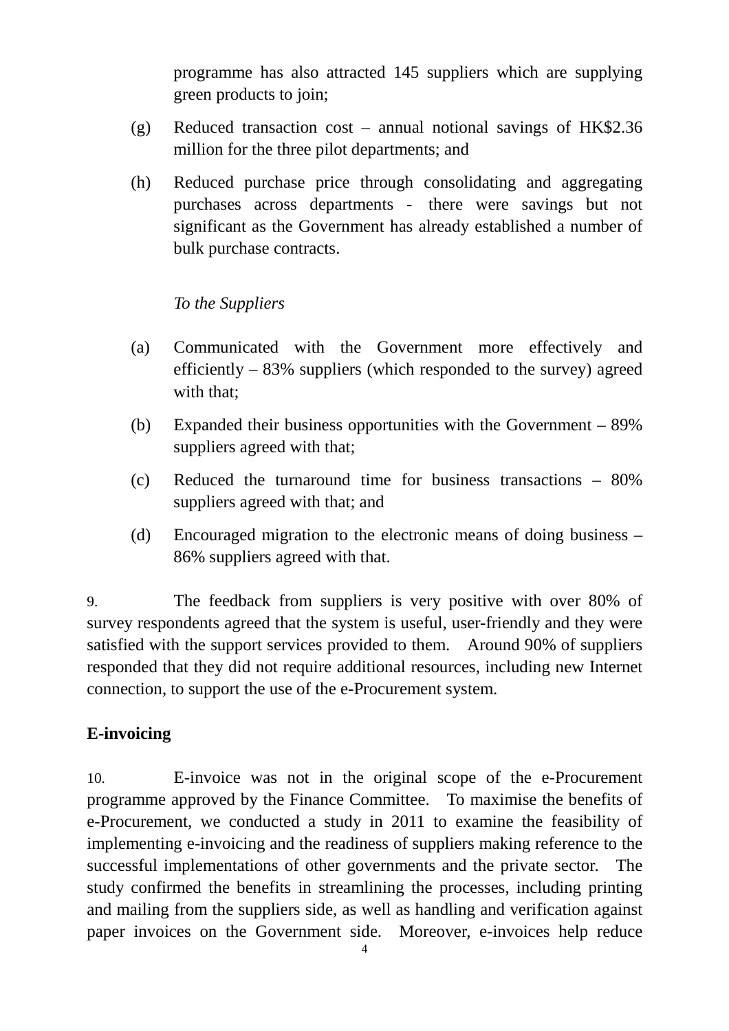programme has also attracted 145 suppliers which are supplying green products to join;

(g) Reduced transaction cost – annual notional savings of HK$2.36 million for the three pilot departments; and

(h) Reduced purchase price through consolidating and aggregating purchases across departments - there were savings but not significant as the Government has already established a number of bulk purchase contracts.

*To the Suppliers*

(a) Communicated with the Government more effectively and efficiently – 83% suppliers (which responded to the survey) agreed with that;

(b) Expanded their business opportunities with the Government – 89% suppliers agreed with that;

(c) Reduced the turnaround time for business transactions – 80% suppliers agreed with that; and

(d) Encouraged migration to the electronic means of doing business – 86% suppliers agreed with that.

9. The feedback from suppliers is very positive with over 80% of survey respondents agreed that the system is useful, user-friendly and they were satisfied with the support services provided to them. Around 90% of suppliers responded that they did not require additional resources, including new Internet connection, to support the use of the e-Procurement system.

**E-invoicing**

10. E-invoice was not in the original scope of the e-Procurement programme approved by the Finance Committee. To maximise the benefits of e-Procurement, we conducted a study in 2011 to examine the feasibility of implementing e-invoicing and the readiness of suppliers making reference to the successful implementations of other governments and the private sector. The study confirmed the benefits in streamlining the processes, including printing and mailing from the suppliers side, as well as handling and verification against paper invoices on the Government side. Moreover, e-invoices help reduce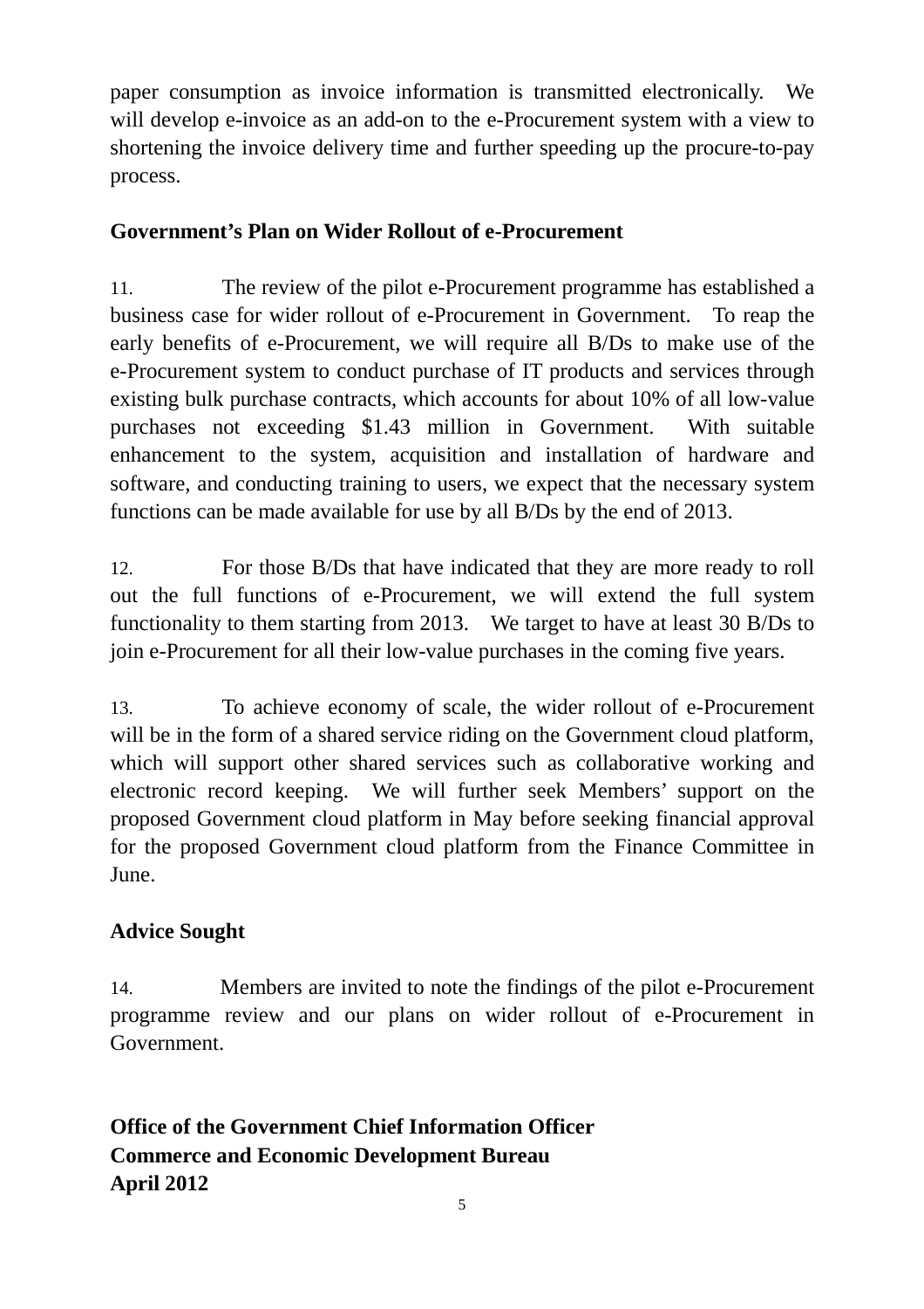paper consumption as invoice information is transmitted electronically. We will develop e-invoice as an add-on to the e-Procurement system with a view to shortening the invoice delivery time and further speeding up the procure-to-pay process.

**Government's Plan on Wider Rollout of e-Procurement**

11. The review of the pilot e-Procurement programme has established a business case for wider rollout of e-Procurement in Government. To reap the early benefits of e-Procurement, we will require all B/Ds to make use of the e-Procurement system to conduct purchase of IT products and services through existing bulk purchase contracts, which accounts for about 10% of all low-value purchases not exceeding $1.43 million in Government. With suitable enhancement to the system, acquisition and installation of hardware and software, and conducting training to users, we expect that the necessary system functions can be made available for use by all B/Ds by the end of 2013.

12. For those B/Ds that have indicated that they are more ready to roll out the full functions of e-Procurement, we will extend the full system functionality to them starting from 2013. We target to have at least 30 B/Ds to join e-Procurement for all their low-value purchases in the coming five years.

13. To achieve economy of scale, the wider rollout of e-Procurement will be in the form of a shared service riding on the Government cloud platform, which will support other shared services such as collaborative working and electronic record keeping. We will further seek Members' support on the proposed Government cloud platform in May before seeking financial approval for the proposed Government cloud platform from the Finance Committee in June.

**Advice Sought**

14. Members are invited to note the findings of the pilot e-Procurement programme review and our plans on wider rollout of e-Procurement in Government.

**Office of the Government Chief Information Officer**
**Commerce and Economic Development Bureau**
**April 2012**